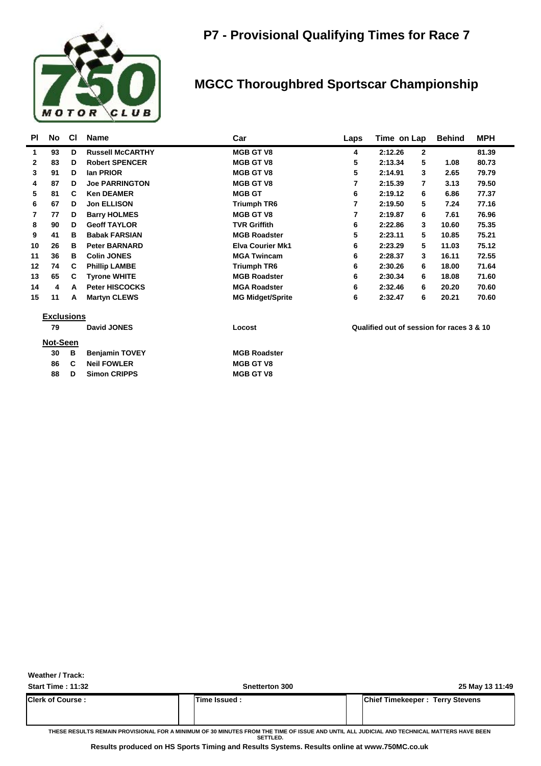# P7 - Provisional Qualifying Times for Race 7

## MGCC Thoroughbred Sportscar Championship

| Pl | No | Cl | Name | Car | Laps | Time | on Lap | Behind | MPH |
|---|---|---|---|---|---|---|---|---|---|
| 1 | 93 | D | Russell McCARTHY | MGB GT V8 | 4 | 2:12.26 | 2 | | 81.39 |
| 2 | 83 | D | Robert SPENCER | MGB GT V8 | 5 | 2:13.34 | 5 | 1.08 | 80.73 |
| 3 | 91 | D | Ian PRIOR | MGB GT V8 | 5 | 2:14.91 | 3 | 2.65 | 79.79 |
| 4 | 87 | D | Joe PARRINGTON | MGB GT V8 | 7 | 2:15.39 | 7 | 3.13 | 79.50 |
| 5 | 81 | C | Ken DEAMER | MGB GT | 6 | 2:19.12 | 6 | 6.86 | 77.37 |
| 6 | 67 | D | Jon ELLISON | Triumph TR6 | 7 | 2:19.50 | 5 | 7.24 | 77.16 |
| 7 | 77 | D | Barry HOLMES | MGB GT V8 | 7 | 2:19.87 | 6 | 7.61 | 76.96 |
| 8 | 90 | D | Geoff TAYLOR | TVR Griffith | 6 | 2:22.86 | 3 | 10.60 | 75.35 |
| 9 | 41 | B | Babak FARSIAN | MGB Roadster | 5 | 2:23.11 | 5 | 10.85 | 75.21 |
| 10 | 26 | B | Peter BARNARD | Elva Courier Mk1 | 6 | 2:23.29 | 5 | 11.03 | 75.12 |
| 11 | 36 | B | Colin JONES | MGA Twincam | 6 | 2:28.37 | 3 | 16.11 | 72.55 |
| 12 | 74 | C | Phillip LAMBE | Triumph TR6 | 6 | 2:30.26 | 6 | 18.00 | 71.64 |
| 13 | 65 | C | Tyrone WHITE | MGB Roadster | 6 | 2:30.34 | 6 | 18.08 | 71.60 |
| 14 | 4 | A | Peter HISCOCKS | MGA Roadster | 6 | 2:32.46 | 6 | 20.20 | 70.60 |
| 15 | 11 | A | Martyn CLEWS | MG Midget/Sprite | 6 | 2:32.47 | 6 | 20.21 | 70.60 |

**Exclusions**

| No | Cl | Name | Car | |
|---|---|---|---|---|
| 79 | | David JONES | Locost | Qualified out of session for races 3 & 10 |

**Not-Seen**

| No | Cl | Name | Car |
|---|---|---|---|
| 30 | B | Benjamin TOVEY | MGB Roadster |
| 86 | C | Neil FOWLER | MGB GT V8 |
| 88 | D | Simon CRIPPS | MGB GT V8 |

**Weather / Track:**

**Start Time : 11:32** | **Snetterton 300** | **25 May 13 11:49**

| Clerk of Course : | Time Issued : | Chief Timekeeper : Terry Stevens |
|---|---|---|

THESE RESULTS REMAIN PROVISIONAL FOR A MINIMUM OF 30 MINUTES FROM THE TIME OF ISSUE AND UNTIL ALL JUDICIAL AND TECHNICAL MATTERS HAVE BEEN SETTLED.

**Results produced on HS Sports Timing and Results Systems. Results online at www.750MC.co.uk**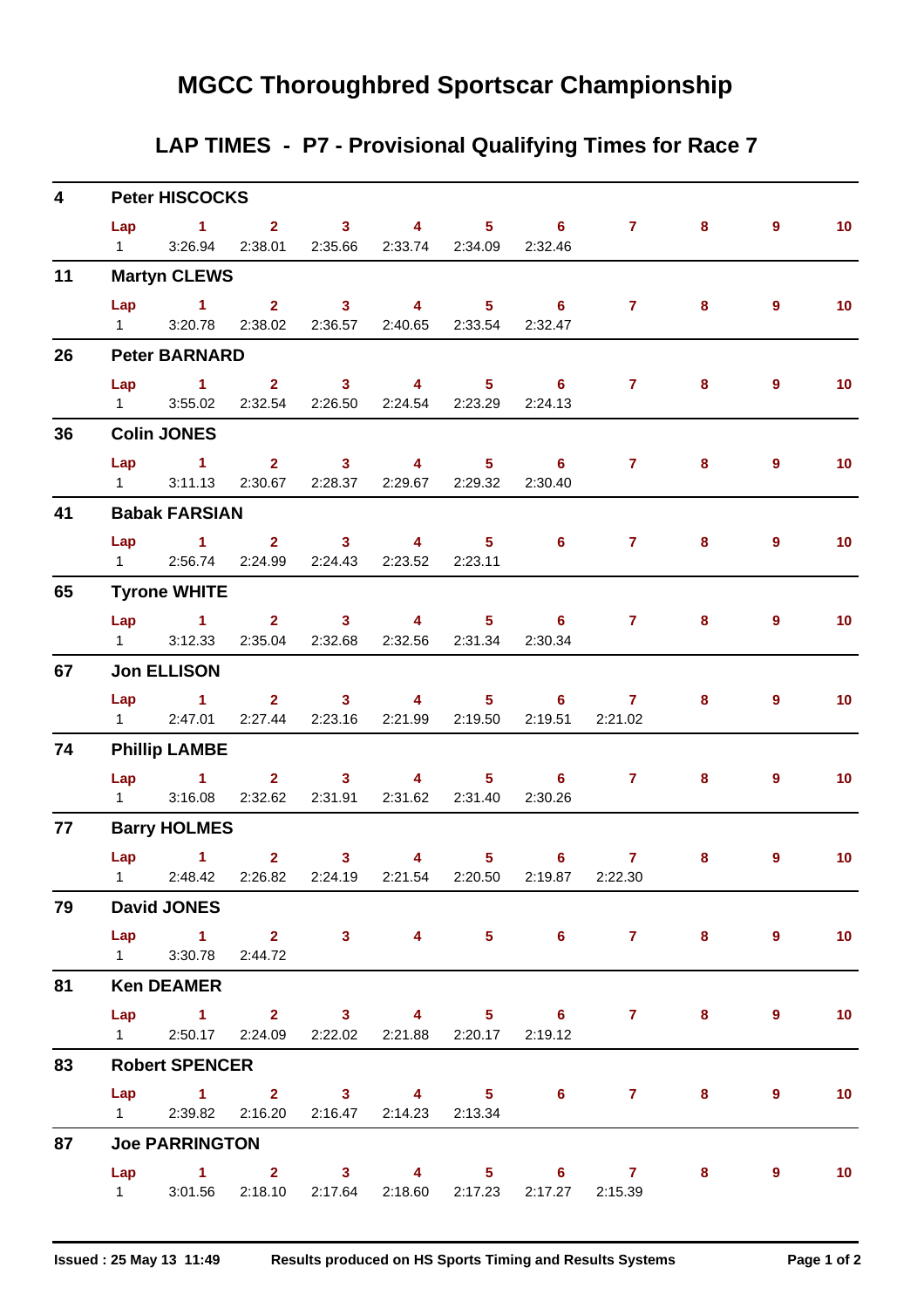# MGCC Thoroughbred Sportscar Championship

## LAP TIMES - P7 - Provisional Qualifying Times for Race 7

### 4 Peter HISCOCKS

| Lap | 1 | 2 | 3 | 4 | 5 | 6 | 7 | 8 | 9 | 10 |
|---|---|---|---|---|---|---|---|---|---|---|
| 1 | 3:26.94 | 2:38.01 | 2:35.66 | 2:33.74 | 2:34.09 | 2:32.46 | | | | |

### 11 Martyn CLEWS

| Lap | 1 | 2 | 3 | 4 | 5 | 6 | 7 | 8 | 9 | 10 |
|---|---|---|---|---|---|---|---|---|---|---|
| 1 | 3:20.78 | 2:38.02 | 2:36.57 | 2:40.65 | 2:33.54 | 2:32.47 | | | | |

### 26 Peter BARNARD

| Lap | 1 | 2 | 3 | 4 | 5 | 6 | 7 | 8 | 9 | 10 |
|---|---|---|---|---|---|---|---|---|---|---|
| 1 | 3:55.02 | 2:32.54 | 2:26.50 | 2:24.54 | 2:23.29 | 2:24.13 | | | | |

### 36 Colin JONES

| Lap | 1 | 2 | 3 | 4 | 5 | 6 | 7 | 8 | 9 | 10 |
|---|---|---|---|---|---|---|---|---|---|---|
| 1 | 3:11.13 | 2:30.67 | 2:28.37 | 2:29.67 | 2:29.32 | 2:30.40 | | | | |

### 41 Babak FARSIAN

| Lap | 1 | 2 | 3 | 4 | 5 | 6 | 7 | 8 | 9 | 10 |
|---|---|---|---|---|---|---|---|---|---|---|
| 1 | 2:56.74 | 2:24.99 | 2:24.43 | 2:23.52 | 2:23.11 | | | | | |

### 65 Tyrone WHITE

| Lap | 1 | 2 | 3 | 4 | 5 | 6 | 7 | 8 | 9 | 10 |
|---|---|---|---|---|---|---|---|---|---|---|
| 1 | 3:12.33 | 2:35.04 | 2:32.68 | 2:32.56 | 2:31.34 | 2:30.34 | | | | |

### 67 Jon ELLISON

| Lap | 1 | 2 | 3 | 4 | 5 | 6 | 7 | 8 | 9 | 10 |
|---|---|---|---|---|---|---|---|---|---|---|
| 1 | 2:47.01 | 2:27.44 | 2:23.16 | 2:21.99 | 2:19.50 | 2:19.51 | 2:21.02 | | | |

### 74 Phillip LAMBE

| Lap | 1 | 2 | 3 | 4 | 5 | 6 | 7 | 8 | 9 | 10 |
|---|---|---|---|---|---|---|---|---|---|---|
| 1 | 3:16.08 | 2:32.62 | 2:31.91 | 2:31.62 | 2:31.40 | 2:30.26 | | | | |

### 77 Barry HOLMES

| Lap | 1 | 2 | 3 | 4 | 5 | 6 | 7 | 8 | 9 | 10 |
|---|---|---|---|---|---|---|---|---|---|---|
| 1 | 2:48.42 | 2:26.82 | 2:24.19 | 2:21.54 | 2:20.50 | 2:19.87 | 2:22.30 | | | |

### 79 David JONES

| Lap | 1 | 2 | 3 | 4 | 5 | 6 | 7 | 8 | 9 | 10 |
|---|---|---|---|---|---|---|---|---|---|---|
| 1 | 3:30.78 | 2:44.72 | | | | | | | | |

### 81 Ken DEAMER

| Lap | 1 | 2 | 3 | 4 | 5 | 6 | 7 | 8 | 9 | 10 |
|---|---|---|---|---|---|---|---|---|---|---|
| 1 | 2:50.17 | 2:24.09 | 2:22.02 | 2:21.88 | 2:20.17 | 2:19.12 | | | | |

### 83 Robert SPENCER

| Lap | 1 | 2 | 3 | 4 | 5 | 6 | 7 | 8 | 9 | 10 |
|---|---|---|---|---|---|---|---|---|---|---|
| 1 | 2:39.82 | 2:16.20 | 2:16.47 | 2:14.23 | 2:13.34 | | | | | |

### 87 Joe PARRINGTON

| Lap | 1 | 2 | 3 | 4 | 5 | 6 | 7 | 8 | 9 | 10 |
|---|---|---|---|---|---|---|---|---|---|---|
| 1 | 3:01.56 | 2:18.10 | 2:17.64 | 2:18.60 | 2:17.23 | 2:17.27 | 2:15.39 | | | |

Issued : 25 May 13 11:49 — Results produced on HS Sports Timing and Results Systems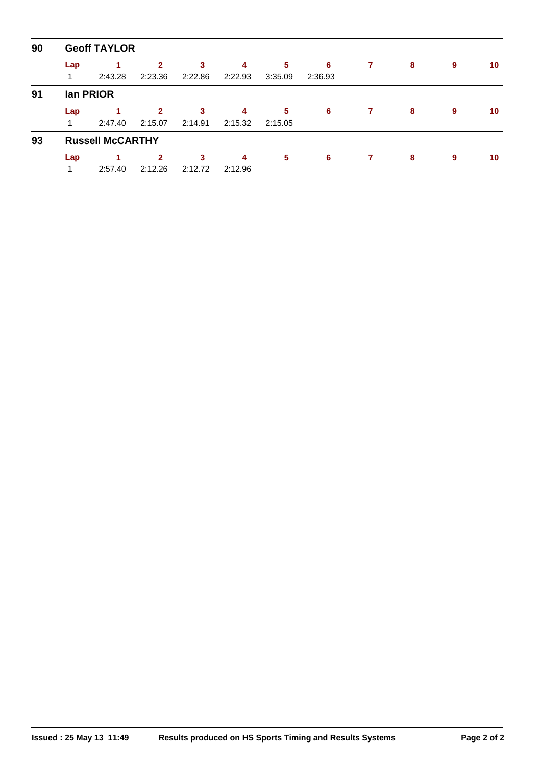## 90 Geoff TAYLOR

| Lap | 1 | 2 | 3 | 4 | 5 | 6 | 7 | 8 | 9 | 10 |
|---|---|---|---|---|---|---|---|---|---|---|
| 1 | 2:43.28 | 2:23.36 | 2:22.86 | 2:22.93 | 3:35.09 | 2:36.93 | | | | |

## 91 Ian PRIOR

| Lap | 1 | 2 | 3 | 4 | 5 | 6 | 7 | 8 | 9 | 10 |
|---|---|---|---|---|---|---|---|---|---|---|
| 1 | 2:47.40 | 2:15.07 | 2:14.91 | 2:15.32 | 2:15.05 | | | | | |

## 93 Russell McCARTHY

| Lap | 1 | 2 | 3 | 4 | 5 | 6 | 7 | 8 | 9 | 10 |
|---|---|---|---|---|---|---|---|---|---|---|
| 1 | 2:57.40 | 2:12.26 | 2:12.72 | 2:12.96 | | | | | | |

**Issued : 25 May 13 11:49** **Results produced on HS Sports Timing and Results Systems**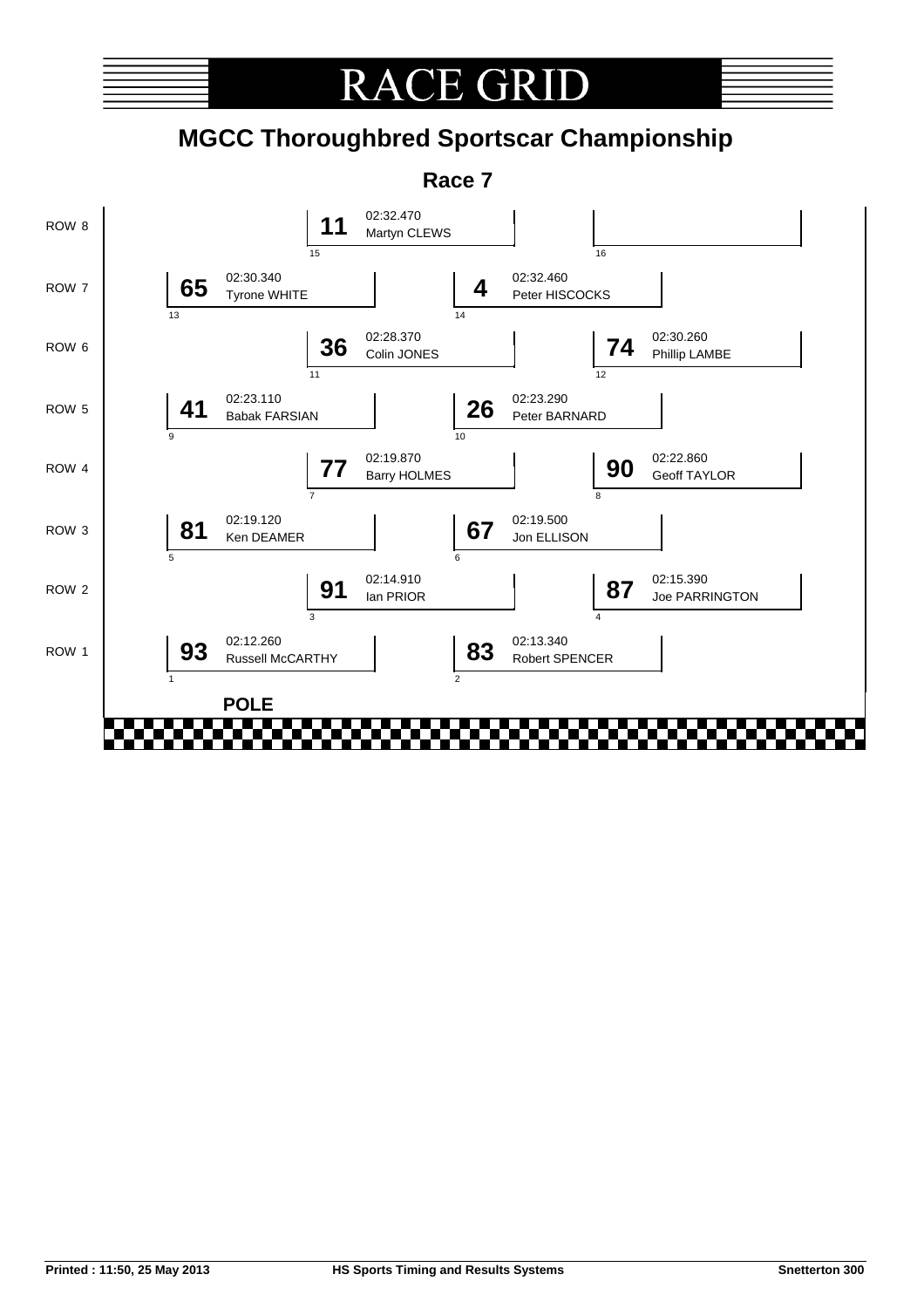# RACE GRID

## MGCC Thoroughbred Sportscar Championship

### Race 7

| Row | Position | No. | Time | Driver |
|---|---|---|---|---|
| ROW 8 | 15 | 11 | 02:32.470 | Martyn CLEWS |
| ROW 8 | 16 | | | |
| ROW 7 | 13 | 65 | 02:30.340 | Tyrone WHITE |
| ROW 7 | 14 | 4 | 02:32.460 | Peter HISCOCKS |
| ROW 6 | 11 | 36 | 02:28.370 | Colin JONES |
| ROW 6 | 12 | 74 | 02:30.260 | Phillip LAMBE |
| ROW 5 | 9 | 41 | 02:23.110 | Babak FARSIAN |
| ROW 5 | 10 | 26 | 02:23.290 | Peter BARNARD |
| ROW 4 | 7 | 77 | 02:19.870 | Barry HOLMES |
| ROW 4 | 8 | 90 | 02:22.860 | Geoff TAYLOR |
| ROW 3 | 5 | 81 | 02:19.120 | Ken DEAMER |
| ROW 3 | 6 | 67 | 02:19.500 | Jon ELLISON |
| ROW 2 | 3 | 91 | 02:14.910 | Ian PRIOR |
| ROW 2 | 4 | 87 | 02:15.390 | Joe PARRINGTON |
| ROW 1 | 1 | 93 | 02:12.260 | Russell McCARTHY |
| ROW 1 | 2 | 83 | 02:13.340 | Robert SPENCER |

**POLE**

Printed : 11:50, 25 May 2013 | HS Sports Timing and Results Systems | Snetterton 300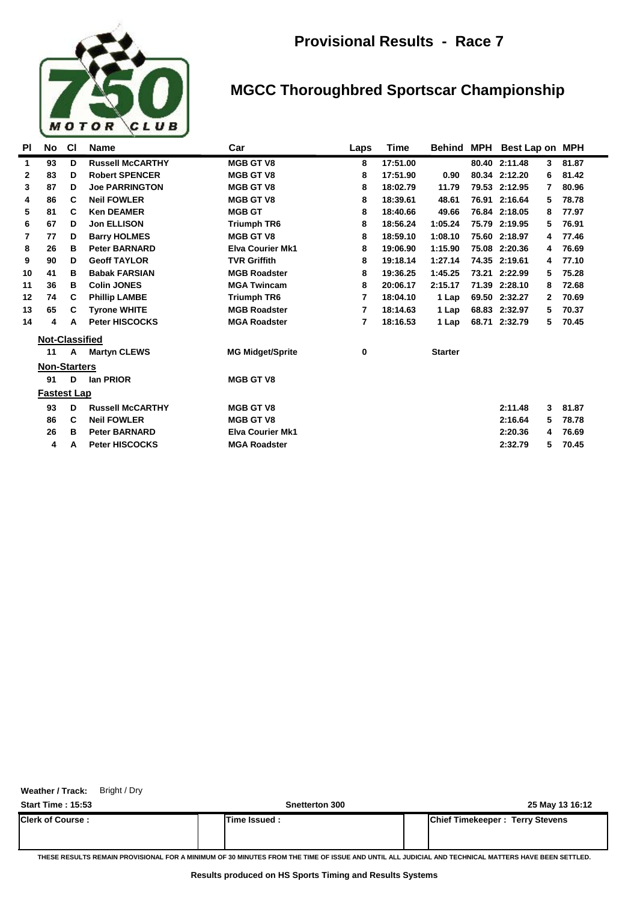# Provisional Results - Race 7

## MGCC Thoroughbred Sportscar Championship

| Pl | No | Cl | Name | Car | Laps | Time | Behind | MPH | Best Lap | on | MPH |
|---|---|---|---|---|---|---|---|---|---|---|---|
| 1 | 93 | D | Russell McCARTHY | MGB GT V8 | 8 | 17:51.00 | | 80.40 | 2:11.48 | 3 | 81.87 |
| 2 | 83 | D | Robert SPENCER | MGB GT V8 | 8 | 17:51.90 | 0.90 | 80.34 | 2:12.20 | 6 | 81.42 |
| 3 | 87 | D | Joe PARRINGTON | MGB GT V8 | 8 | 18:02.79 | 11.79 | 79.53 | 2:12.95 | 7 | 80.96 |
| 4 | 86 | C | Neil FOWLER | MGB GT V8 | 8 | 18:39.61 | 48.61 | 76.91 | 2:16.64 | 5 | 78.78 |
| 5 | 81 | C | Ken DEAMER | MGB GT | 8 | 18:40.66 | 49.66 | 76.84 | 2:18.05 | 8 | 77.97 |
| 6 | 67 | D | Jon ELLISON | Triumph TR6 | 8 | 18:56.24 | 1:05.24 | 75.79 | 2:19.95 | 5 | 76.91 |
| 7 | 77 | D | Barry HOLMES | MGB GT V8 | 8 | 18:59.10 | 1:08.10 | 75.60 | 2:18.97 | 4 | 77.46 |
| 8 | 26 | B | Peter BARNARD | Elva Courier Mk1 | 8 | 19:06.90 | 1:15.90 | 75.08 | 2:20.36 | 4 | 76.69 |
| 9 | 90 | D | Geoff TAYLOR | TVR Griffith | 8 | 19:18.14 | 1:27.14 | 74.35 | 2:19.61 | 4 | 77.10 |
| 10 | 41 | B | Babak FARSIAN | MGB Roadster | 8 | 19:36.25 | 1:45.25 | 73.21 | 2:22.99 | 5 | 75.28 |
| 11 | 36 | B | Colin JONES | MGA Twincam | 8 | 20:06.17 | 2:15.17 | 71.39 | 2:28.10 | 8 | 72.68 |
| 12 | 74 | C | Phillip LAMBE | Triumph TR6 | 7 | 18:04.10 | 1 Lap | 69.50 | 2:32.27 | 2 | 70.69 |
| 13 | 65 | C | Tyrone WHITE | MGB Roadster | 7 | 18:14.63 | 1 Lap | 68.83 | 2:32.97 | 5 | 70.37 |
| 14 | 4 | A | Peter HISCOCKS | MGA Roadster | 7 | 18:16.53 | 1 Lap | 68.71 | 2:32.79 | 5 | 70.45 |

**Not-Classified**

| No | Cl | Name | Car | Laps | Behind |
|---|---|---|---|---|---|
| 11 | A | Martyn CLEWS | MG Midget/Sprite | 0 | Starter |

**Non-Starters**

| No | Cl | Name | Car |
|---|---|---|---|
| 91 | D | Ian PRIOR | MGB GT V8 |

**Fastest Lap**

| No | Cl | Name | Car | Best Lap | on | MPH |
|---|---|---|---|---|---|---|
| 93 | D | Russell McCARTHY | MGB GT V8 | 2:11.48 | 3 | 81.87 |
| 86 | C | Neil FOWLER | MGB GT V8 | 2:16.64 | 5 | 78.78 |
| 26 | B | Peter BARNARD | Elva Courier Mk1 | 2:20.36 | 4 | 76.69 |
| 4 | A | Peter HISCOCKS | MGA Roadster | 2:32.79 | 5 | 70.45 |

**Weather / Track:** Bright / Dry

**Start Time : 15:53** — Snetterton 300 — 25 May 13 16:12

| Clerk of Course : | Time Issued : | Chief Timekeeper : Terry Stevens |
|---|---|---|

THESE RESULTS REMAIN PROVISIONAL FOR A MINIMUM OF 30 MINUTES FROM THE TIME OF ISSUE AND UNTIL ALL JUDICIAL AND TECHNICAL MATTERS HAVE BEEN SETTLED.

Results produced on HS Sports Timing and Results Systems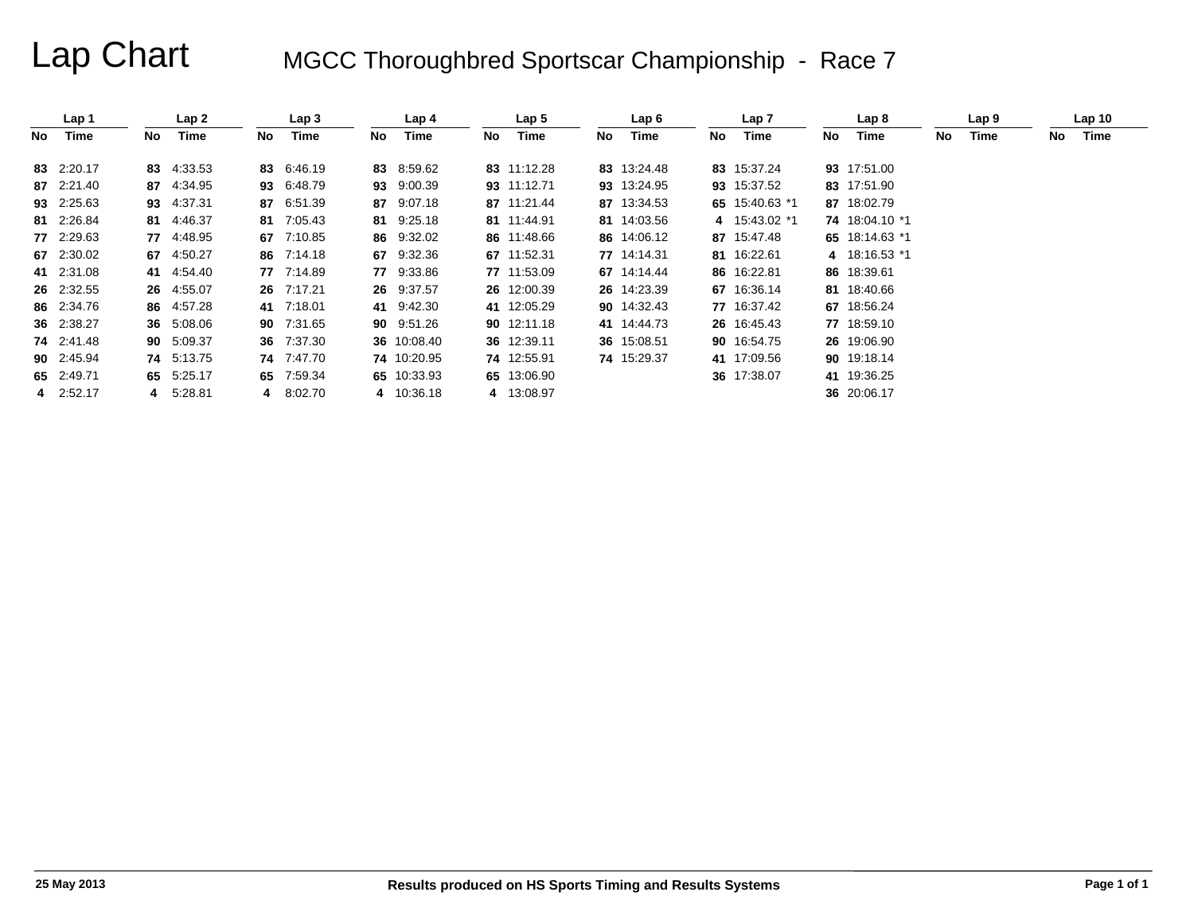# Lap Chart

## MGCC Thoroughbred Sportscar Championship - Race 7

| Lap 1 | | Lap 2 | | Lap 3 | | Lap 4 | | Lap 5 | | Lap 6 | | Lap 7 | | Lap 8 | | Lap 9 | | Lap 10 | |
|---|---|---|---|---|---|---|---|---|---|---|---|---|---|---|---|---|---|---|---|
| No | Time | No | Time | No | Time | No | Time | No | Time | No | Time | No | Time | No | Time | No | Time | No | Time |
| 83 | 2:20.17 | 83 | 4:33.53 | 83 | 6:46.19 | 83 | 8:59.62 | 83 | 11:12.28 | 83 | 13:24.48 | 83 | 15:37.24 | 93 | 17:51.00 | | | | |
| 87 | 2:21.40 | 87 | 4:34.95 | 93 | 6:48.79 | 93 | 9:00.39 | 93 | 11:12.71 | 93 | 13:24.95 | 93 | 15:37.52 | 83 | 17:51.90 | | | | |
| 93 | 2:25.63 | 93 | 4:37.31 | 87 | 6:51.39 | 87 | 9:07.18 | 87 | 11:21.44 | 87 | 13:34.53 | 65 | 15:40.63 *1 | 87 | 18:02.79 | | | | |
| 81 | 2:26.84 | 81 | 4:46.37 | 81 | 7:05.43 | 81 | 9:25.18 | 81 | 11:44.91 | 81 | 14:03.56 | 4 | 15:43.02 *1 | 74 | 18:04.10 *1 | | | | |
| 77 | 2:29.63 | 77 | 4:48.95 | 67 | 7:10.85 | 86 | 9:32.02 | 86 | 11:48.66 | 86 | 14:06.12 | 87 | 15:47.48 | 65 | 18:14.63 *1 | | | | |
| 67 | 2:30.02 | 67 | 4:50.27 | 86 | 7:14.18 | 67 | 9:32.36 | 67 | 11:52.31 | 77 | 14:14.31 | 81 | 16:22.61 | 4 | 18:16.53 *1 | | | | |
| 41 | 2:31.08 | 41 | 4:54.40 | 77 | 7:14.89 | 77 | 9:33.86 | 77 | 11:53.09 | 67 | 14:14.44 | 86 | 16:22.81 | 86 | 18:39.61 | | | | |
| 26 | 2:32.55 | 26 | 4:55.07 | 26 | 7:17.21 | 26 | 9:37.57 | 26 | 12:00.39 | 26 | 14:23.39 | 67 | 16:36.14 | 81 | 18:40.66 | | | | |
| 86 | 2:34.76 | 86 | 4:57.28 | 41 | 7:18.01 | 41 | 9:42.30 | 41 | 12:05.29 | 90 | 14:32.43 | 77 | 16:37.42 | 67 | 18:56.24 | | | | |
| 36 | 2:38.27 | 36 | 5:08.06 | 90 | 7:31.65 | 90 | 9:51.26 | 90 | 12:11.18 | 41 | 14:44.73 | 26 | 16:45.43 | 77 | 18:59.10 | | | | |
| 74 | 2:41.48 | 90 | 5:09.37 | 36 | 7:37.30 | 36 | 10:08.40 | 36 | 12:39.11 | 36 | 15:08.51 | 90 | 16:54.75 | 26 | 19:06.90 | | | | |
| 90 | 2:45.94 | 74 | 5:13.75 | 74 | 7:47.70 | 74 | 10:20.95 | 74 | 12:55.91 | 74 | 15:29.37 | 41 | 17:09.56 | 90 | 19:18.14 | | | | |
| 65 | 2:49.71 | 65 | 5:25.17 | 65 | 7:59.34 | 65 | 10:33.93 | 65 | 13:06.90 | | | 36 | 17:38.07 | 41 | 19:36.25 | | | | |
| 4 | 2:52.17 | 4 | 5:28.81 | 4 | 8:02.70 | 4 | 10:36.18 | 4 | 13:08.97 | | | | | 36 | 20:06.17 | | | | |

25 May 2013

Results produced on HS Sports Timing and Results Systems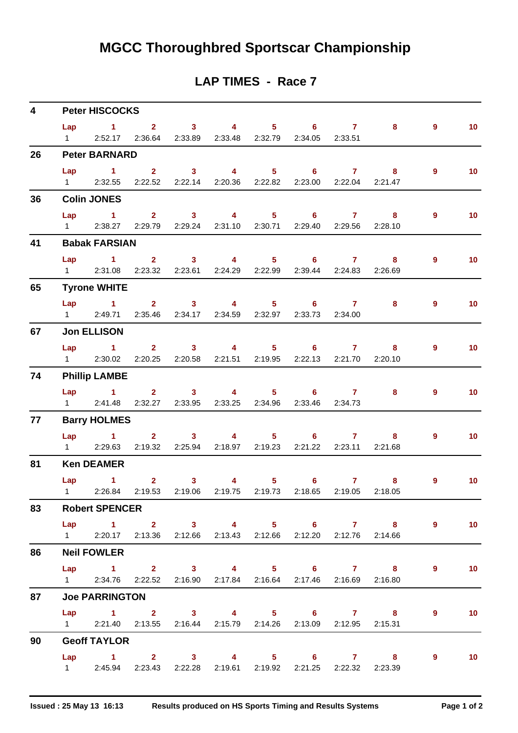# MGCC Thoroughbred Sportscar Championship

## LAP TIMES - Race 7

### 4 Peter HISCOCKS

| Lap | 1 | 2 | 3 | 4 | 5 | 6 | 7 | 8 | 9 | 10 |
|---|---|---|---|---|---|---|---|---|---|---|
| 1 | 2:52.17 | 2:36.64 | 2:33.89 | 2:33.48 | 2:32.79 | 2:34.05 | 2:33.51 | | | |

### 26 Peter BARNARD

| Lap | 1 | 2 | 3 | 4 | 5 | 6 | 7 | 8 | 9 | 10 |
|---|---|---|---|---|---|---|---|---|---|---|
| 1 | 2:32.55 | 2:22.52 | 2:22.14 | 2:20.36 | 2:22.82 | 2:23.00 | 2:22.04 | 2:21.47 | | |

### 36 Colin JONES

| Lap | 1 | 2 | 3 | 4 | 5 | 6 | 7 | 8 | 9 | 10 |
|---|---|---|---|---|---|---|---|---|---|---|
| 1 | 2:38.27 | 2:29.79 | 2:29.24 | 2:31.10 | 2:30.71 | 2:29.40 | 2:29.56 | 2:28.10 | | |

### 41 Babak FARSIAN

| Lap | 1 | 2 | 3 | 4 | 5 | 6 | 7 | 8 | 9 | 10 |
|---|---|---|---|---|---|---|---|---|---|---|
| 1 | 2:31.08 | 2:23.32 | 2:23.61 | 2:24.29 | 2:22.99 | 2:39.44 | 2:24.83 | 2:26.69 | | |

### 65 Tyrone WHITE

| Lap | 1 | 2 | 3 | 4 | 5 | 6 | 7 | 8 | 9 | 10 |
|---|---|---|---|---|---|---|---|---|---|---|
| 1 | 2:49.71 | 2:35.46 | 2:34.17 | 2:34.59 | 2:32.97 | 2:33.73 | 2:34.00 | | | |

### 67 Jon ELLISON

| Lap | 1 | 2 | 3 | 4 | 5 | 6 | 7 | 8 | 9 | 10 |
|---|---|---|---|---|---|---|---|---|---|---|
| 1 | 2:30.02 | 2:20.25 | 2:20.58 | 2:21.51 | 2:19.95 | 2:22.13 | 2:21.70 | 2:20.10 | | |

### 74 Phillip LAMBE

| Lap | 1 | 2 | 3 | 4 | 5 | 6 | 7 | 8 | 9 | 10 |
|---|---|---|---|---|---|---|---|---|---|---|
| 1 | 2:41.48 | 2:32.27 | 2:33.95 | 2:33.25 | 2:34.96 | 2:33.46 | 2:34.73 | | | |

### 77 Barry HOLMES

| Lap | 1 | 2 | 3 | 4 | 5 | 6 | 7 | 8 | 9 | 10 |
|---|---|---|---|---|---|---|---|---|---|---|
| 1 | 2:29.63 | 2:19.32 | 2:25.94 | 2:18.97 | 2:19.23 | 2:21.22 | 2:23.11 | 2:21.68 | | |

### 81 Ken DEAMER

| Lap | 1 | 2 | 3 | 4 | 5 | 6 | 7 | 8 | 9 | 10 |
|---|---|---|---|---|---|---|---|---|---|---|
| 1 | 2:26.84 | 2:19.53 | 2:19.06 | 2:19.75 | 2:19.73 | 2:18.65 | 2:19.05 | 2:18.05 | | |

### 83 Robert SPENCER

| Lap | 1 | 2 | 3 | 4 | 5 | 6 | 7 | 8 | 9 | 10 |
|---|---|---|---|---|---|---|---|---|---|---|
| 1 | 2:20.17 | 2:13.36 | 2:12.66 | 2:13.43 | 2:12.66 | 2:12.20 | 2:12.76 | 2:14.66 | | |

### 86 Neil FOWLER

| Lap | 1 | 2 | 3 | 4 | 5 | 6 | 7 | 8 | 9 | 10 |
|---|---|---|---|---|---|---|---|---|---|---|
| 1 | 2:34.76 | 2:22.52 | 2:16.90 | 2:17.84 | 2:16.64 | 2:17.46 | 2:16.69 | 2:16.80 | | |

### 87 Joe PARRINGTON

| Lap | 1 | 2 | 3 | 4 | 5 | 6 | 7 | 8 | 9 | 10 |
|---|---|---|---|---|---|---|---|---|---|---|
| 1 | 2:21.40 | 2:13.55 | 2:16.44 | 2:15.79 | 2:14.26 | 2:13.09 | 2:12.95 | 2:15.31 | | |

### 90 Geoff TAYLOR

| Lap | 1 | 2 | 3 | 4 | 5 | 6 | 7 | 8 | 9 | 10 |
|---|---|---|---|---|---|---|---|---|---|---|
| 1 | 2:45.94 | 2:23.43 | 2:22.28 | 2:19.61 | 2:19.92 | 2:21.25 | 2:22.32 | 2:23.39 | | |

Issued : 25 May 13 16:13 Results produced on HS Sports Timing and Results Systems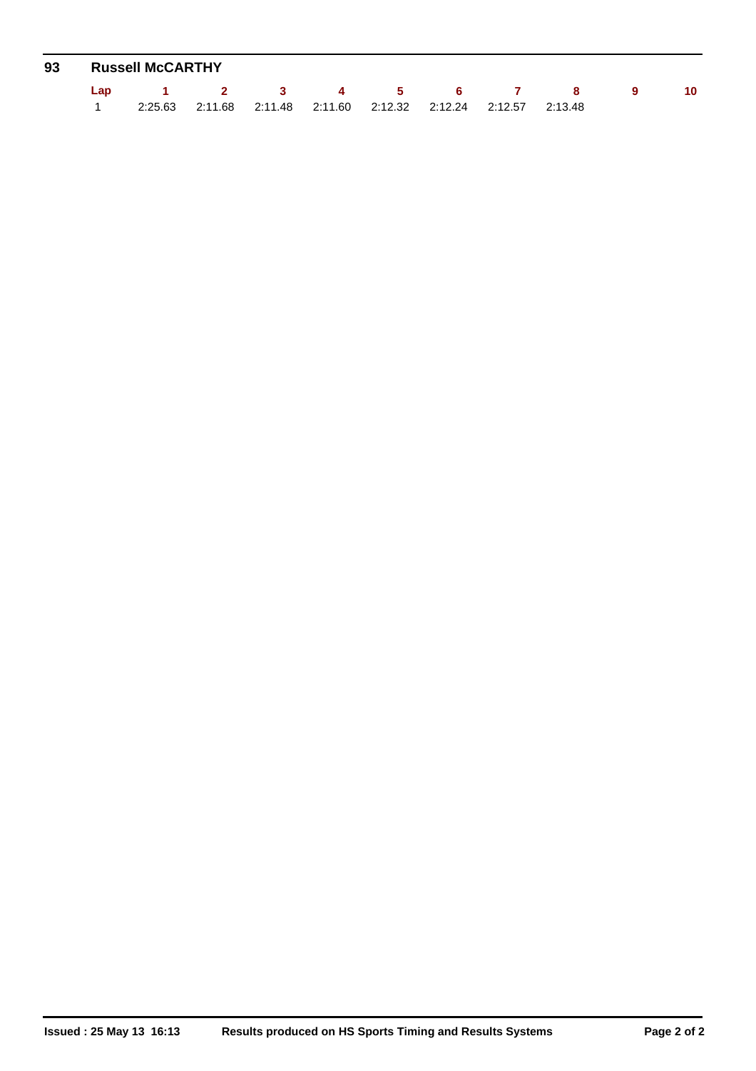**93 Russell McCARTHY**

| Lap | 1 | 2 | 3 | 4 | 5 | 6 | 7 | 8 | 9 | 10 |
|---|---|---|---|---|---|---|---|---|---|---|
| 1 | 2:25.63 | 2:11.68 | 2:11.48 | 2:11.60 | 2:12.32 | 2:12.24 | 2:12.57 | 2:13.48 | | |

**Issued : 25 May 13 16:13** **Results produced on HS Sports Timing and Results Systems**